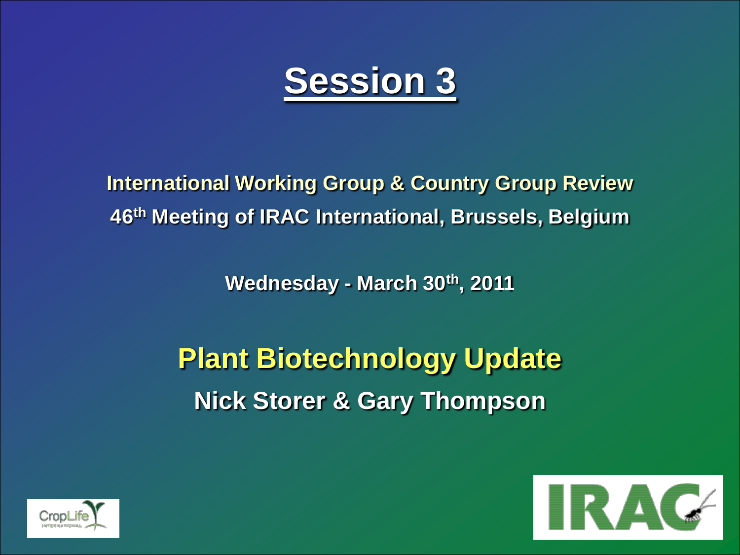# Session 3

**International Working Group & Country Group Review**

**46th Meeting of IRAC International, Brussels, Belgium**

**Wednesday - March 30th, 2011**

## Plant Biotechnology Update

**Nick Storer & Gary Thompson**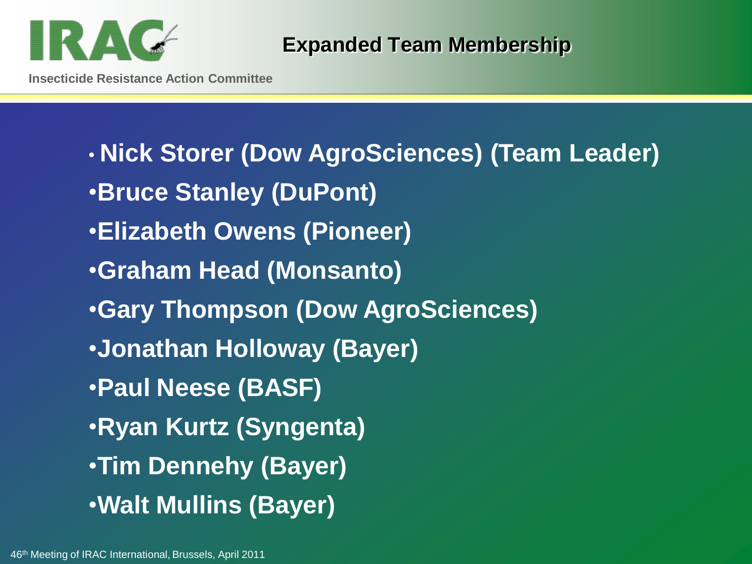# Expanded Team Membership

- Nick Storer (Dow AgroSciences) (Team Leader)
- Bruce Stanley (DuPont)
- Elizabeth Owens (Pioneer)
- Graham Head (Monsanto)
- Gary Thompson (Dow AgroSciences)
- Jonathan Holloway (Bayer)
- Paul Neese (BASF)
- Ryan Kurtz (Syngenta)
- Tim Dennehy (Bayer)
- Walt Mullins (Bayer)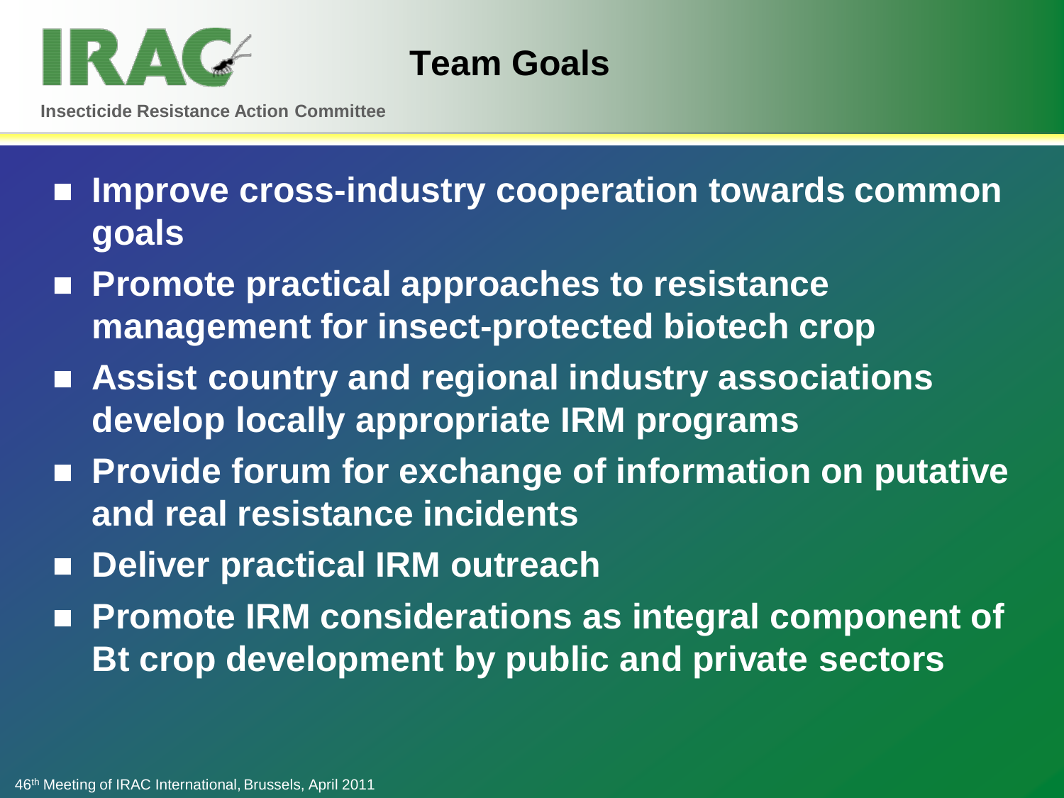# Team Goals

- Improve cross-industry cooperation towards common goals
- Promote practical approaches to resistance management for insect-protected biotech crop
- Assist country and regional industry associations develop locally appropriate IRM programs
- Provide forum for exchange of information on putative and real resistance incidents
- Deliver practical IRM outreach
- Promote IRM considerations as integral component of Bt crop development by public and private sectors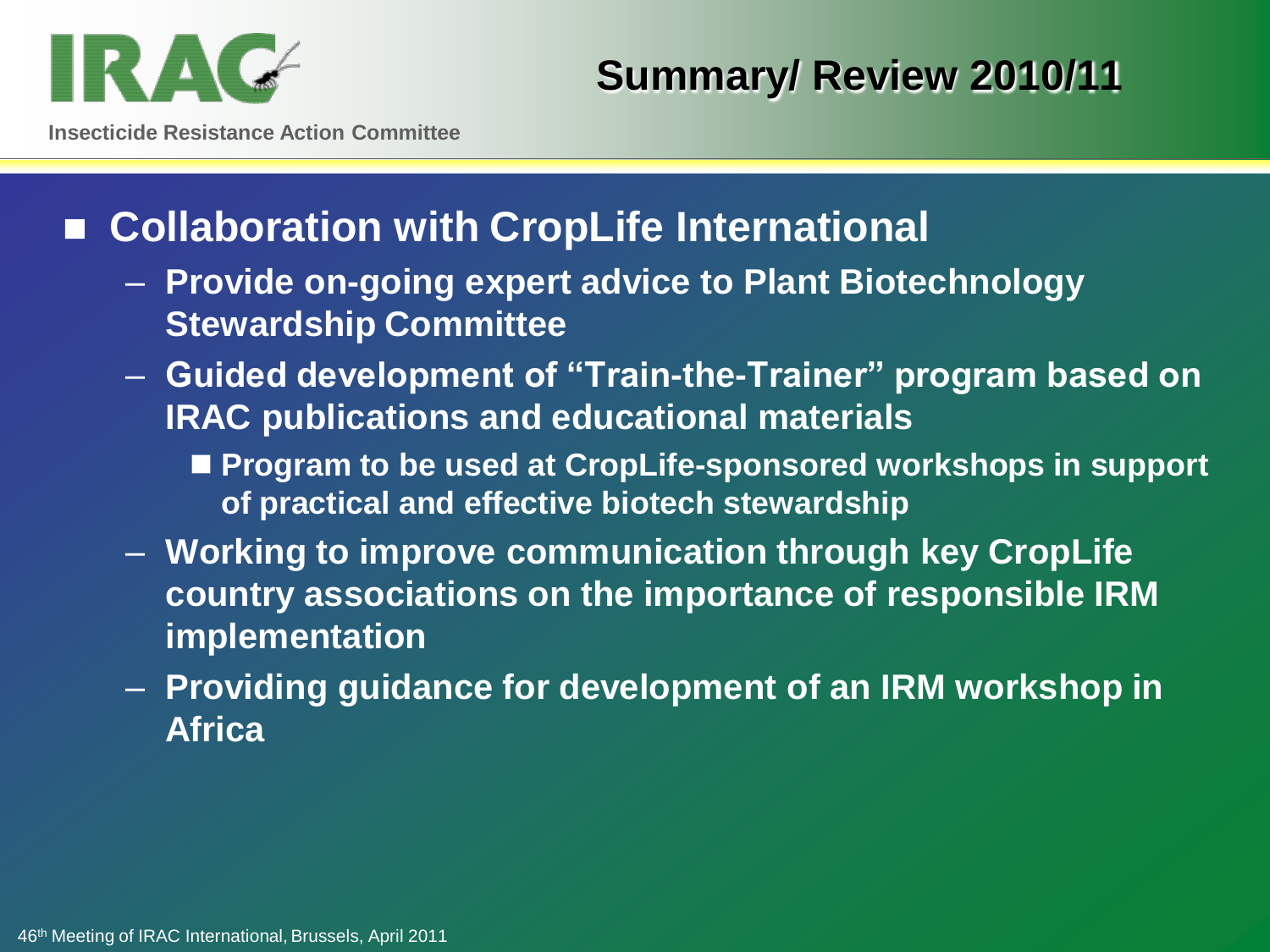## Summary/ Review 2010/11

- **Collaboration with CropLife International**
  - Provide on-going expert advice to Plant Biotechnology Stewardship Committee
  - Guided development of "Train-the-Trainer" program based on IRAC publications and educational materials
    - Program to be used at CropLife-sponsored workshops in support of practical and effective biotech stewardship
  - Working to improve communication through key CropLife country associations on the importance of responsible IRM implementation
  - Providing guidance for development of an IRM workshop in Africa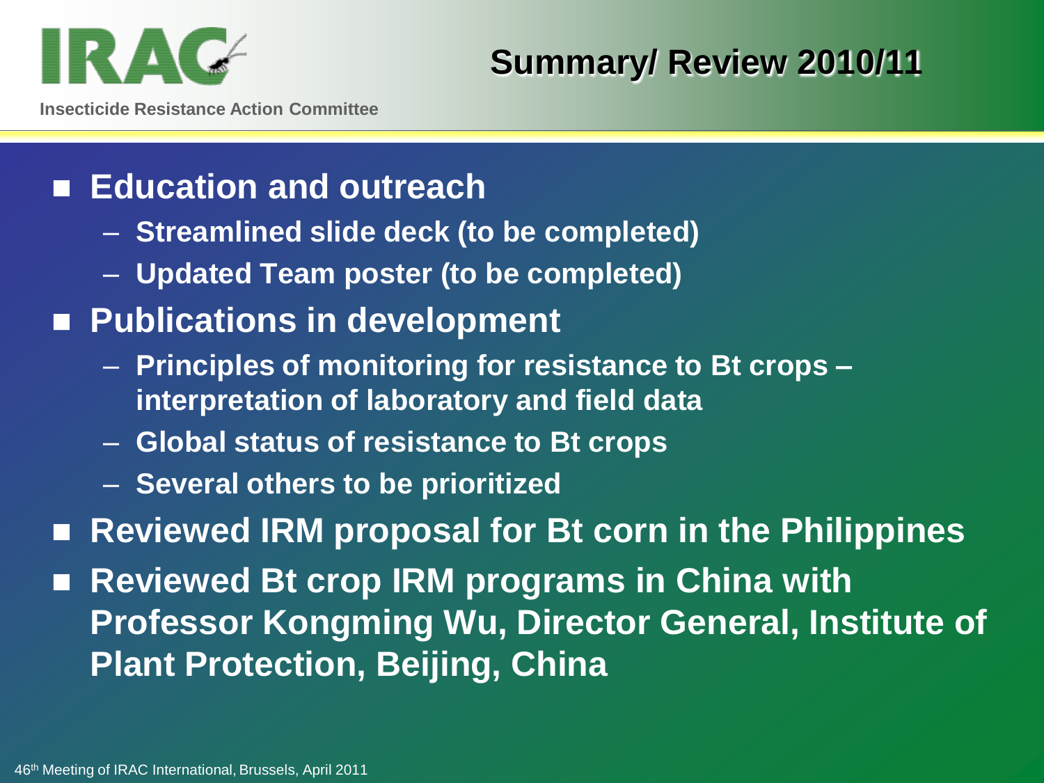# Summary/ Review 2010/11

- **Education and outreach**
  - Streamlined slide deck (to be completed)
  - Updated Team poster (to be completed)
- **Publications in development**
  - Principles of monitoring for resistance to Bt crops – interpretation of laboratory and field data
  - Global status of resistance to Bt crops
  - Several others to be prioritized
- **Reviewed IRM proposal for Bt corn in the Philippines**
- **Reviewed Bt crop IRM programs in China with Professor Kongming Wu, Director General, Institute of Plant Protection, Beijing, China**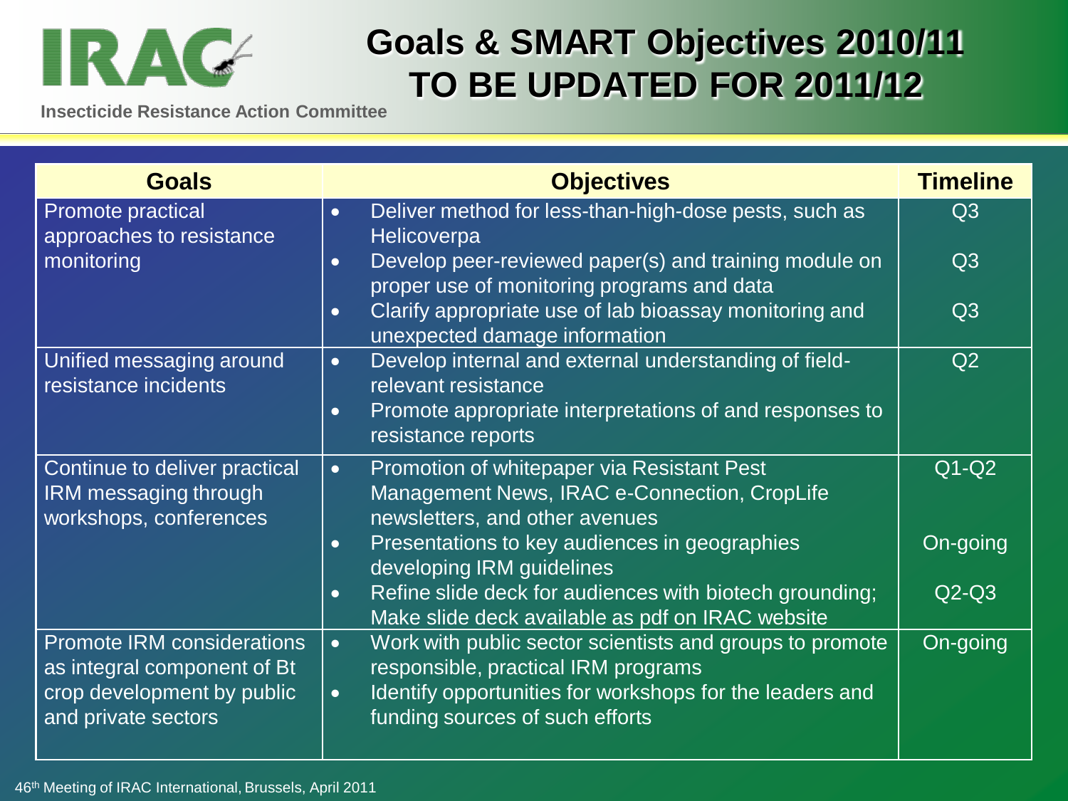IRAC

Insecticide Resistance Action Committee

# Goals & SMART Objectives 2010/11 TO BE UPDATED FOR 2011/12

| Goals | Objectives | Timeline |
|---|---|---|
| Promote practical approaches to resistance monitoring | • Deliver method for less-than-high-dose pests, such as Helicoverpa<br>• Develop peer-reviewed paper(s) and training module on proper use of monitoring programs and data<br>• Clarify appropriate use of lab bioassay monitoring and unexpected damage information | Q3<br>Q3<br>Q3 |
| Unified messaging around resistance incidents | • Develop internal and external understanding of field-relevant resistance<br>• Promote appropriate interpretations of and responses to resistance reports | Q2 |
| Continue to deliver practical IRM messaging through workshops, conferences | • Promotion of whitepaper via Resistant Pest Management News, IRAC e-Connection, CropLife newsletters, and other avenues<br>• Presentations to key audiences in geographies developing IRM guidelines<br>• Refine slide deck for audiences with biotech grounding; Make slide deck available as pdf on IRAC website | Q1-Q2<br>On-going<br>Q2-Q3 |
| Promote IRM considerations as integral component of Bt crop development by public and private sectors | • Work with public sector scientists and groups to promote responsible, practical IRM programs<br>• Identify opportunities for workshops for the leaders and funding sources of such efforts | On-going |